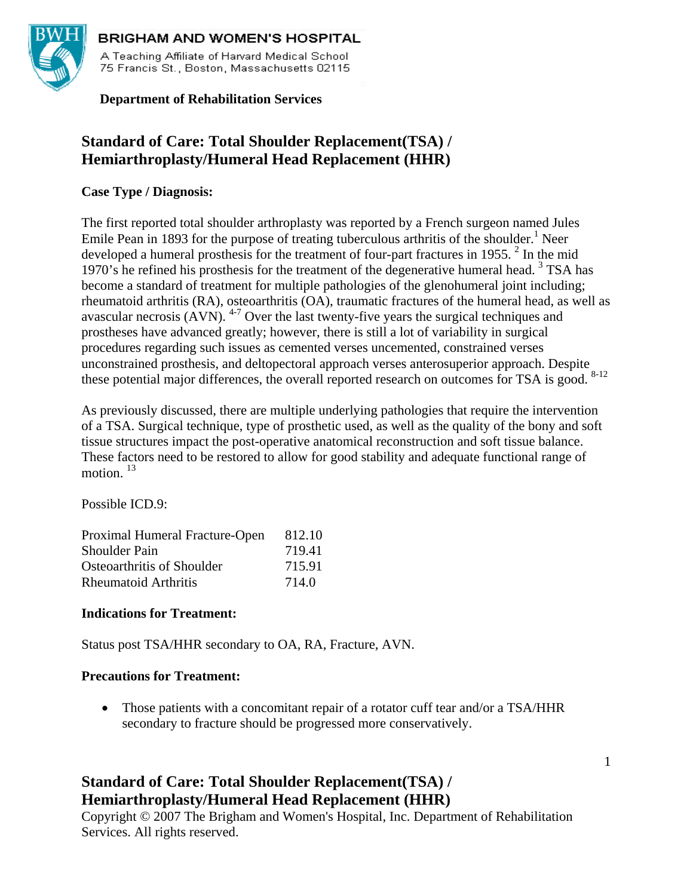**BRIGHAM AND WOMEN'S HOSPITAL**

A Teaching Affiliate of Harvard Medical School
75 Francis St., Boston, Massachusetts 02115

**Department of Rehabilitation Services**

# Standard of Care: Total Shoulder Replacement(TSA) / Hemiarthroplasty/Humeral Head Replacement (HHR)

**Case Type / Diagnosis:**

The first reported total shoulder arthroplasty was reported by a French surgeon named Jules Emile Pean in 1893 for the purpose of treating tuberculous arthritis of the shoulder.[1] Neer developed a humeral prosthesis for the treatment of four-part fractures in 1955. [2] In the mid 1970's he refined his prosthesis for the treatment of the degenerative humeral head. [3] TSA has become a standard of treatment for multiple pathologies of the glenohumeral joint including; rheumatoid arthritis (RA), osteoarthritis (OA), traumatic fractures of the humeral head, as well as avascular necrosis (AVN). [4-7] Over the last twenty-five years the surgical techniques and prostheses have advanced greatly; however, there is still a lot of variability in surgical procedures regarding such issues as cemented verses uncemented, constrained verses unconstrained prosthesis, and deltopectoral approach verses anterosuperior approach. Despite these potential major differences, the overall reported research on outcomes for TSA is good. [8-12]

As previously discussed, there are multiple underlying pathologies that require the intervention of a TSA. Surgical technique, type of prosthetic used, as well as the quality of the bony and soft tissue structures impact the post-operative anatomical reconstruction and soft tissue balance. These factors need to be restored to allow for good stability and adequate functional range of motion. [13]

Possible ICD.9:

| | |
|---|---|
| Proximal Humeral Fracture-Open | 812.10 |
| Shoulder Pain | 719.41 |
| Osteoarthritis of Shoulder | 715.91 |
| Rheumatoid Arthritis | 714.0 |

**Indications for Treatment:**

Status post TSA/HHR secondary to OA, RA, Fracture, AVN.

**Precautions for Treatment:**

- Those patients with a concomitant repair of a rotator cuff tear and/or a TSA/HHR secondary to fracture should be progressed more conservatively.

Copyright © 2007 The Brigham and Women's Hospital, Inc. Department of Rehabilitation Services. All rights reserved.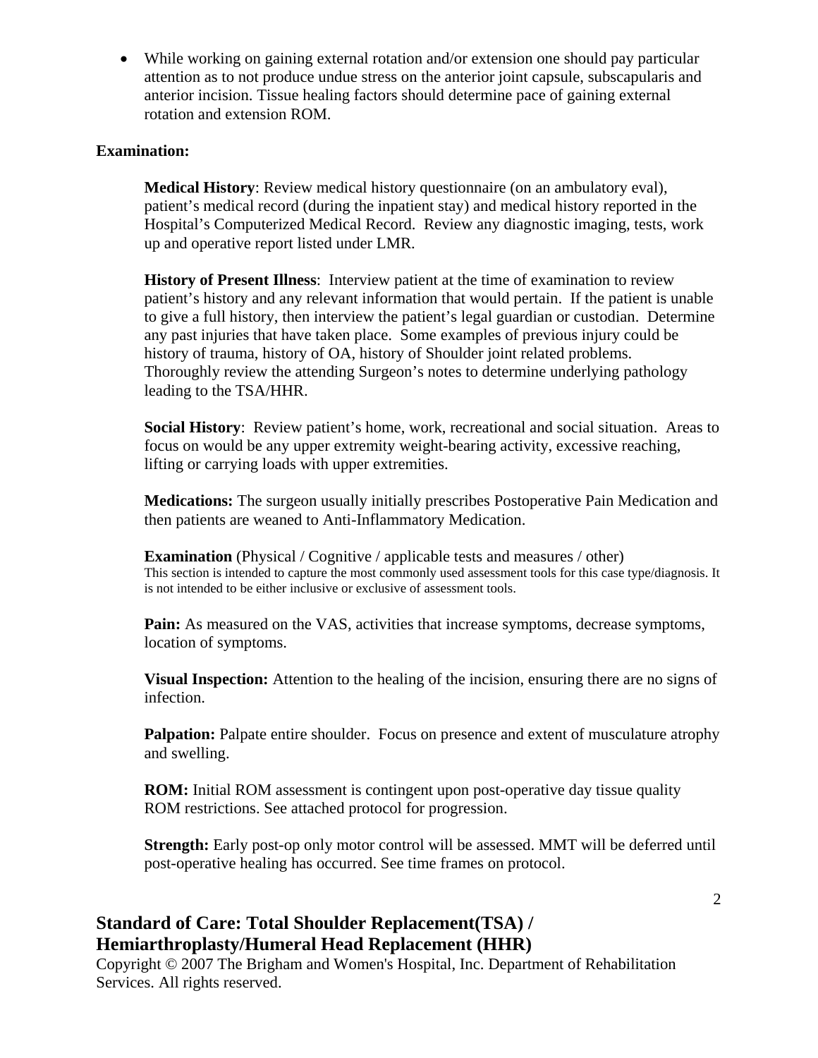- While working on gaining external rotation and/or extension one should pay particular attention as to not produce undue stress on the anterior joint capsule, subscapularis and anterior incision. Tissue healing factors should determine pace of gaining external rotation and extension ROM.

**Examination:**

**Medical History**: Review medical history questionnaire (on an ambulatory eval), patient's medical record (during the inpatient stay) and medical history reported in the Hospital's Computerized Medical Record. Review any diagnostic imaging, tests, work up and operative report listed under LMR.

**History of Present Illness**: Interview patient at the time of examination to review patient's history and any relevant information that would pertain. If the patient is unable to give a full history, then interview the patient's legal guardian or custodian. Determine any past injuries that have taken place. Some examples of previous injury could be history of trauma, history of OA, history of Shoulder joint related problems. Thoroughly review the attending Surgeon's notes to determine underlying pathology leading to the TSA/HHR.

**Social History**: Review patient's home, work, recreational and social situation. Areas to focus on would be any upper extremity weight-bearing activity, excessive reaching, lifting or carrying loads with upper extremities.

**Medications:** The surgeon usually initially prescribes Postoperative Pain Medication and then patients are weaned to Anti-Inflammatory Medication.

**Examination** (Physical / Cognitive / applicable tests and measures / other)
This section is intended to capture the most commonly used assessment tools for this case type/diagnosis. It is not intended to be either inclusive or exclusive of assessment tools.

**Pain:** As measured on the VAS, activities that increase symptoms, decrease symptoms, location of symptoms.

**Visual Inspection:** Attention to the healing of the incision, ensuring there are no signs of infection.

**Palpation:** Palpate entire shoulder. Focus on presence and extent of musculature atrophy and swelling.

**ROM:** Initial ROM assessment is contingent upon post-operative day tissue quality ROM restrictions. See attached protocol for progression.

**Strength:** Early post-op only motor control will be assessed. MMT will be deferred until post-operative healing has occurred. See time frames on protocol.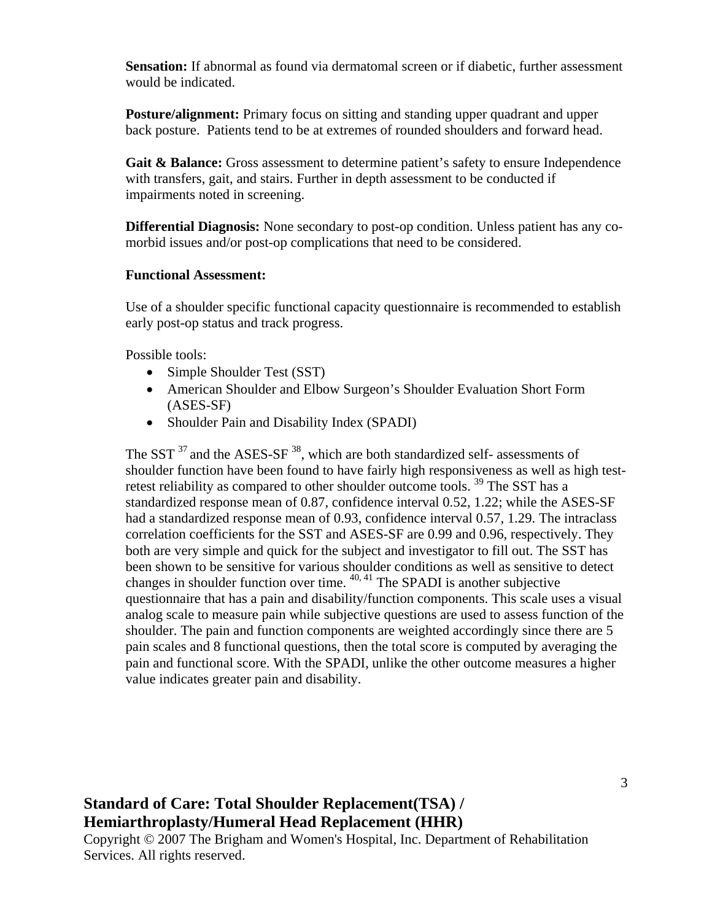**Sensation:** If abnormal as found via dermatomal screen or if diabetic, further assessment would be indicated.

**Posture/alignment:** Primary focus on sitting and standing upper quadrant and upper back posture. Patients tend to be at extremes of rounded shoulders and forward head.

**Gait & Balance:** Gross assessment to determine patient's safety to ensure Independence with transfers, gait, and stairs. Further in depth assessment to be conducted if impairments noted in screening.

**Differential Diagnosis:** None secondary to post-op condition. Unless patient has any co-morbid issues and/or post-op complications that need to be considered.

**Functional Assessment:**

Use of a shoulder specific functional capacity questionnaire is recommended to establish early post-op status and track progress.

Possible tools:

- Simple Shoulder Test (SST)
- American Shoulder and Elbow Surgeon's Shoulder Evaluation Short Form (ASES-SF)
- Shoulder Pain and Disability Index (SPADI)

The SST [37] and the ASES-SF [38], which are both standardized self- assessments of shoulder function have been found to have fairly high responsiveness as well as high test-retest reliability as compared to other shoulder outcome tools. [39] The SST has a standardized response mean of 0.87, confidence interval 0.52, 1.22; while the ASES-SF had a standardized response mean of 0.93, confidence interval 0.57, 1.29. The intraclass correlation coefficients for the SST and ASES-SF are 0.99 and 0.96, respectively. They both are very simple and quick for the subject and investigator to fill out. The SST has been shown to be sensitive for various shoulder conditions as well as sensitive to detect changes in shoulder function over time. [40, 41] The SPADI is another subjective questionnaire that has a pain and disability/function components. This scale uses a visual analog scale to measure pain while subjective questions are used to assess function of the shoulder. The pain and function components are weighted accordingly since there are 5 pain scales and 8 functional questions, then the total score is computed by averaging the pain and functional score. With the SPADI, unlike the other outcome measures a higher value indicates greater pain and disability.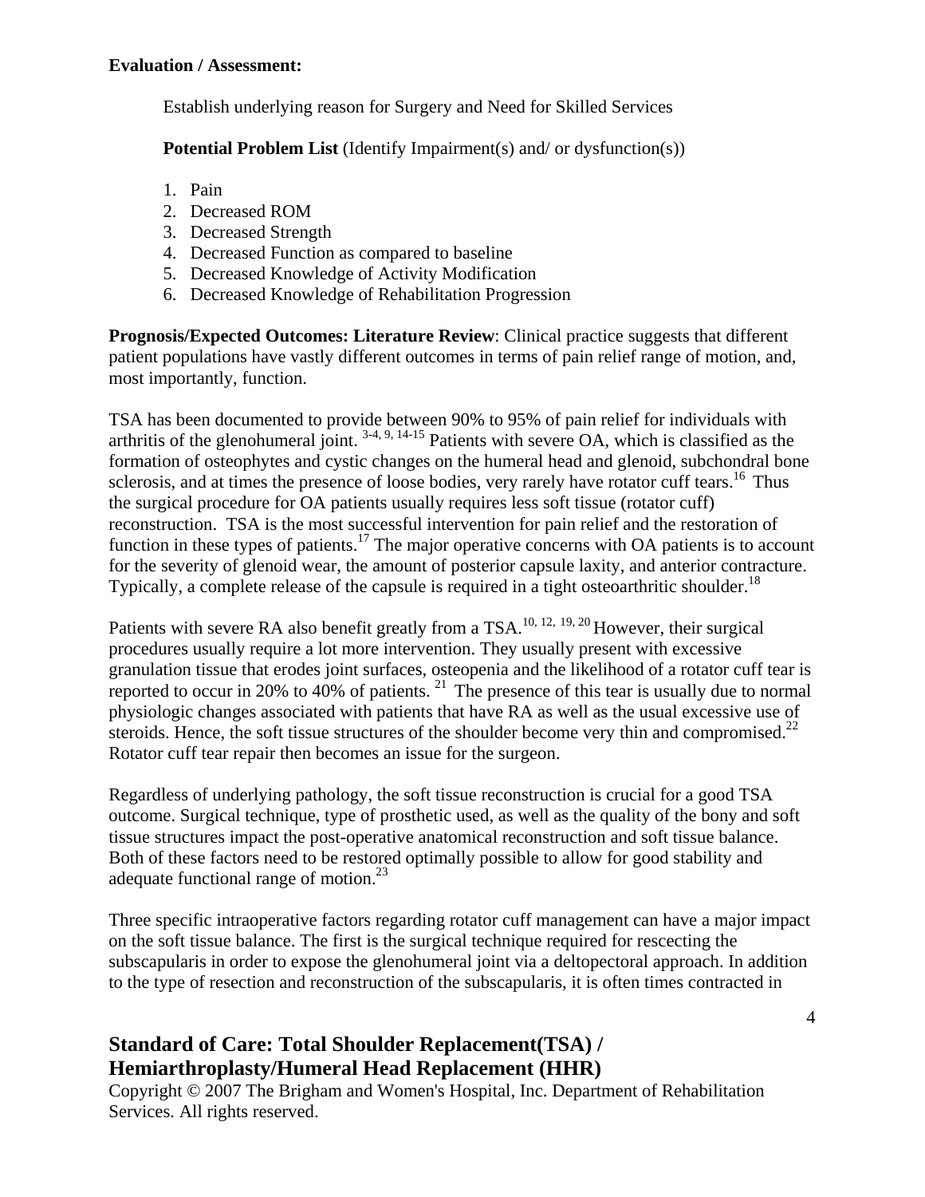**Evaluation / Assessment:**

Establish underlying reason for Surgery and Need for Skilled Services

**Potential Problem List** (Identify Impairment(s) and/ or dysfunction(s))

1. Pain
2. Decreased ROM
3. Decreased Strength
4. Decreased Function as compared to baseline
5. Decreased Knowledge of Activity Modification
6. Decreased Knowledge of Rehabilitation Progression

**Prognosis/Expected Outcomes: Literature Review**: Clinical practice suggests that different patient populations have vastly different outcomes in terms of pain relief range of motion, and, most importantly, function.

TSA has been documented to provide between 90% to 95% of pain relief for individuals with arthritis of the glenohumeral joint. [3-4, 9, 14-15] Patients with severe OA, which is classified as the formation of osteophytes and cystic changes on the humeral head and glenoid, subchondral bone sclerosis, and at times the presence of loose bodies, very rarely have rotator cuff tears.[16] Thus the surgical procedure for OA patients usually requires less soft tissue (rotator cuff) reconstruction. TSA is the most successful intervention for pain relief and the restoration of function in these types of patients.[17] The major operative concerns with OA patients is to account for the severity of glenoid wear, the amount of posterior capsule laxity, and anterior contracture. Typically, a complete release of the capsule is required in a tight osteoarthritic shoulder.[18]

Patients with severe RA also benefit greatly from a TSA.[10, 12, 19, 20] However, their surgical procedures usually require a lot more intervention. They usually present with excessive granulation tissue that erodes joint surfaces, osteopenia and the likelihood of a rotator cuff tear is reported to occur in 20% to 40% of patients. [21] The presence of this tear is usually due to normal physiologic changes associated with patients that have RA as well as the usual excessive use of steroids. Hence, the soft tissue structures of the shoulder become very thin and compromised.[22] Rotator cuff tear repair then becomes an issue for the surgeon.

Regardless of underlying pathology, the soft tissue reconstruction is crucial for a good TSA outcome. Surgical technique, type of prosthetic used, as well as the quality of the bony and soft tissue structures impact the post-operative anatomical reconstruction and soft tissue balance. Both of these factors need to be restored optimally possible to allow for good stability and adequate functional range of motion.[23]

Three specific intraoperative factors regarding rotator cuff management can have a major impact on the soft tissue balance. The first is the surgical technique required for rescecting the subscapularis in order to expose the glenohumeral joint via a deltopectoral approach. In addition to the type of resection and reconstruction of the subscapularis, it is often times contracted in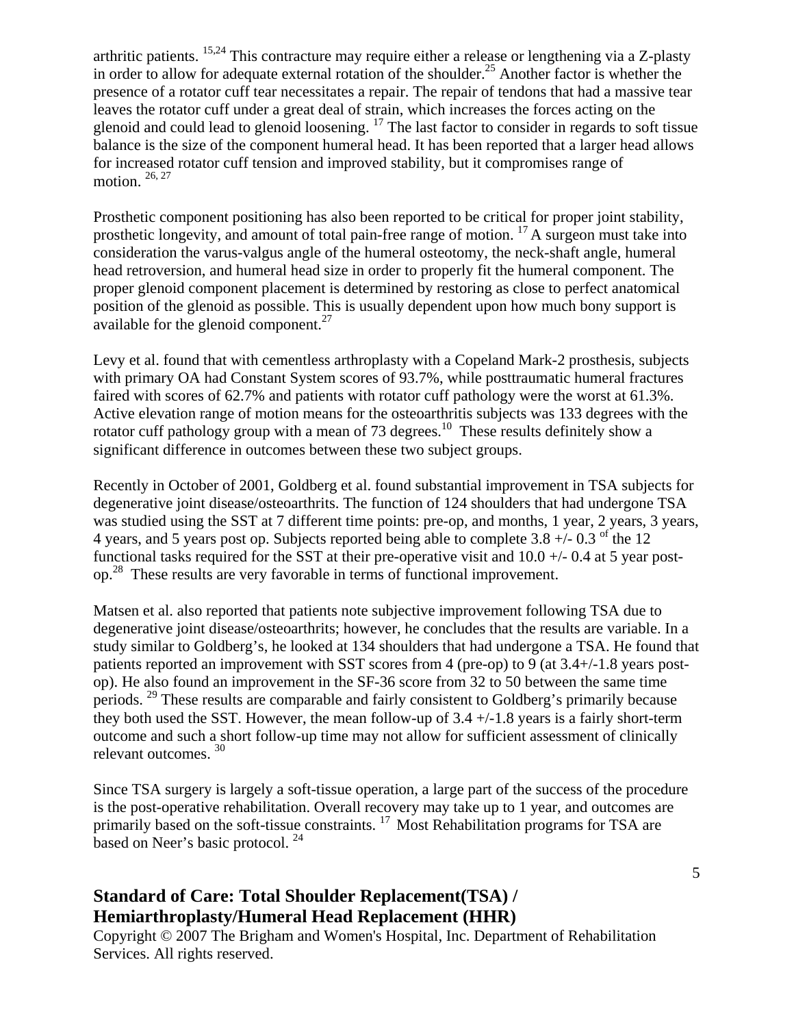arthritic patients.[15,24] This contracture may require either a release or lengthening via a Z-plasty in order to allow for adequate external rotation of the shoulder.[25] Another factor is whether the presence of a rotator cuff tear necessitates a repair. The repair of tendons that had a massive tear leaves the rotator cuff under a great deal of strain, which increases the forces acting on the glenoid and could lead to glenoid loosening.[17] The last factor to consider in regards to soft tissue balance is the size of the component humeral head. It has been reported that a larger head allows for increased rotator cuff tension and improved stability, but it compromises range of motion.[26, 27]

Prosthetic component positioning has also been reported to be critical for proper joint stability, prosthetic longevity, and amount of total pain-free range of motion.[17] A surgeon must take into consideration the varus-valgus angle of the humeral osteotomy, the neck-shaft angle, humeral head retroversion, and humeral head size in order to properly fit the humeral component. The proper glenoid component placement is determined by restoring as close to perfect anatomical position of the glenoid as possible. This is usually dependent upon how much bony support is available for the glenoid component.[27]

Levy et al. found that with cementless arthroplasty with a Copeland Mark-2 prosthesis, subjects with primary OA had Constant System scores of 93.7%, while posttraumatic humeral fractures faired with scores of 62.7% and patients with rotator cuff pathology were the worst at 61.3%. Active elevation range of motion means for the osteoarthritis subjects was 133 degrees with the rotator cuff pathology group with a mean of 73 degrees.[10] These results definitely show a significant difference in outcomes between these two subject groups.

Recently in October of 2001, Goldberg et al. found substantial improvement in TSA subjects for degenerative joint disease/osteoarthrits. The function of 124 shoulders that had undergone TSA was studied using the SST at 7 different time points: pre-op, and months, 1 year, 2 years, 3 years, 4 years, and 5 years post op. Subjects reported being able to complete 3.8 +/- 0.3 of the 12 functional tasks required for the SST at their pre-operative visit and 10.0 +/- 0.4 at 5 year post-op.[28] These results are very favorable in terms of functional improvement.

Matsen et al. also reported that patients note subjective improvement following TSA due to degenerative joint disease/osteoarthrits; however, he concludes that the results are variable. In a study similar to Goldberg's, he looked at 134 shoulders that had undergone a TSA. He found that patients reported an improvement with SST scores from 4 (pre-op) to 9 (at 3.4+/-1.8 years post-op). He also found an improvement in the SF-36 score from 32 to 50 between the same time periods.[29] These results are comparable and fairly consistent to Goldberg's primarily because they both used the SST. However, the mean follow-up of 3.4 +/-1.8 years is a fairly short-term outcome and such a short follow-up time may not allow for sufficient assessment of clinically relevant outcomes.[30]

Since TSA surgery is largely a soft-tissue operation, a large part of the success of the procedure is the post-operative rehabilitation. Overall recovery may take up to 1 year, and outcomes are primarily based on the soft-tissue constraints.[17] Most Rehabilitation programs for TSA are based on Neer's basic protocol.[24]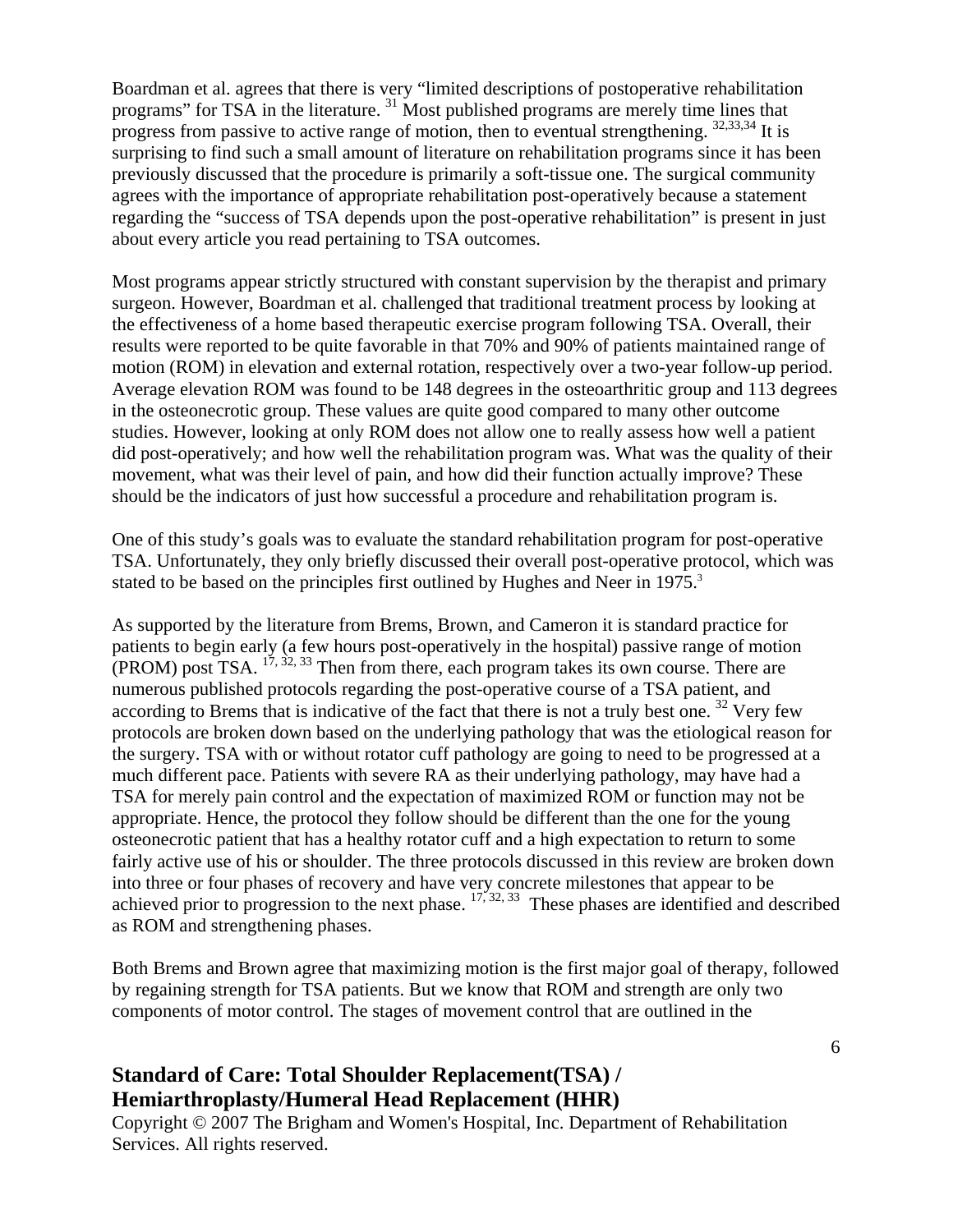Boardman et al. agrees that there is very “limited descriptions of postoperative rehabilitation programs” for TSA in the literature. [31] Most published programs are merely time lines that progress from passive to active range of motion, then to eventual strengthening. [32,33,34] It is surprising to find such a small amount of literature on rehabilitation programs since it has been previously discussed that the procedure is primarily a soft-tissue one. The surgical community agrees with the importance of appropriate rehabilitation post-operatively because a statement regarding the “success of TSA depends upon the post-operative rehabilitation” is present in just about every article you read pertaining to TSA outcomes.

Most programs appear strictly structured with constant supervision by the therapist and primary surgeon. However, Boardman et al. challenged that traditional treatment process by looking at the effectiveness of a home based therapeutic exercise program following TSA. Overall, their results were reported to be quite favorable in that 70% and 90% of patients maintained range of motion (ROM) in elevation and external rotation, respectively over a two-year follow-up period. Average elevation ROM was found to be 148 degrees in the osteoarthritic group and 113 degrees in the osteonecrotic group. These values are quite good compared to many other outcome studies. However, looking at only ROM does not allow one to really assess how well a patient did post-operatively; and how well the rehabilitation program was. What was the quality of their movement, what was their level of pain, and how did their function actually improve? These should be the indicators of just how successful a procedure and rehabilitation program is.

One of this study’s goals was to evaluate the standard rehabilitation program for post-operative TSA. Unfortunately, they only briefly discussed their overall post-operative protocol, which was stated to be based on the principles first outlined by Hughes and Neer in 1975.[3]

As supported by the literature from Brems, Brown, and Cameron it is standard practice for patients to begin early (a few hours post-operatively in the hospital) passive range of motion (PROM) post TSA. [17, 32, 33] Then from there, each program takes its own course. There are numerous published protocols regarding the post-operative course of a TSA patient, and according to Brems that is indicative of the fact that there is not a truly best one. [32] Very few protocols are broken down based on the underlying pathology that was the etiological reason for the surgery. TSA with or without rotator cuff pathology are going to need to be progressed at a much different pace. Patients with severe RA as their underlying pathology, may have had a TSA for merely pain control and the expectation of maximized ROM or function may not be appropriate. Hence, the protocol they follow should be different than the one for the young osteonecrotic patient that has a healthy rotator cuff and a high expectation to return to some fairly active use of his or shoulder. The three protocols discussed in this review are broken down into three or four phases of recovery and have very concrete milestones that appear to be achieved prior to progression to the next phase. [17, 32, 33] These phases are identified and described as ROM and strengthening phases.

Both Brems and Brown agree that maximizing motion is the first major goal of therapy, followed by regaining strength for TSA patients. But we know that ROM and strength are only two components of motor control. The stages of movement control that are outlined in the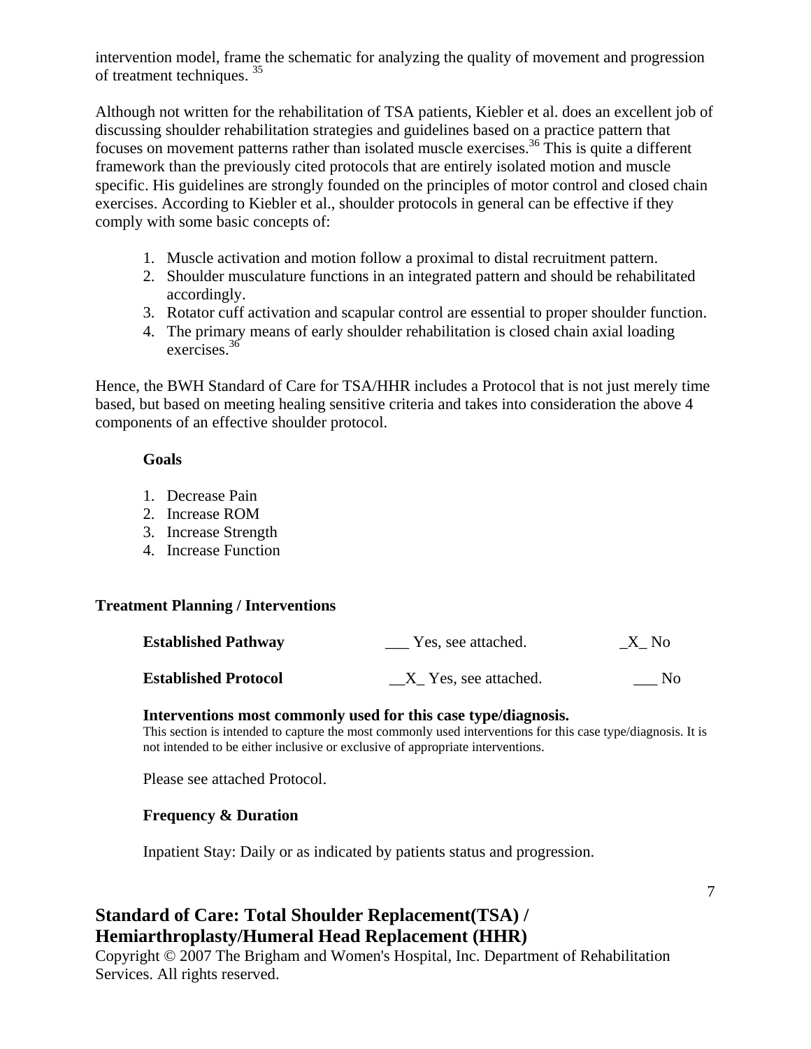intervention model, frame the schematic for analyzing the quality of movement and progression of treatment techniques. [35]

Although not written for the rehabilitation of TSA patients, Kiebler et al. does an excellent job of discussing shoulder rehabilitation strategies and guidelines based on a practice pattern that focuses on movement patterns rather than isolated muscle exercises.[36] This is quite a different framework than the previously cited protocols that are entirely isolated motion and muscle specific. His guidelines are strongly founded on the principles of motor control and closed chain exercises. According to Kiebler et al., shoulder protocols in general can be effective if they comply with some basic concepts of:

1. Muscle activation and motion follow a proximal to distal recruitment pattern.
2. Shoulder musculature functions in an integrated pattern and should be rehabilitated accordingly.
3. Rotator cuff activation and scapular control are essential to proper shoulder function.
4. The primary means of early shoulder rehabilitation is closed chain axial loading exercises.[36]

Hence, the BWH Standard of Care for TSA/HHR includes a Protocol that is not just merely time based, but based on meeting healing sensitive criteria and takes into consideration the above 4 components of an effective shoulder protocol.

**Goals**

1. Decrease Pain
2. Increase ROM
3. Increase Strength
4. Increase Function

**Treatment Planning / Interventions**

| | | |
|---|---|---|
| **Established Pathway** | ___ Yes, see attached. | _X_ No |
| **Established Protocol** | __X_ Yes, see attached. | ___ No |

**Interventions most commonly used for this case type/diagnosis.**

This section is intended to capture the most commonly used interventions for this case type/diagnosis. It is not intended to be either inclusive or exclusive of appropriate interventions.

Please see attached Protocol.

**Frequency & Duration**

Inpatient Stay: Daily or as indicated by patients status and progression.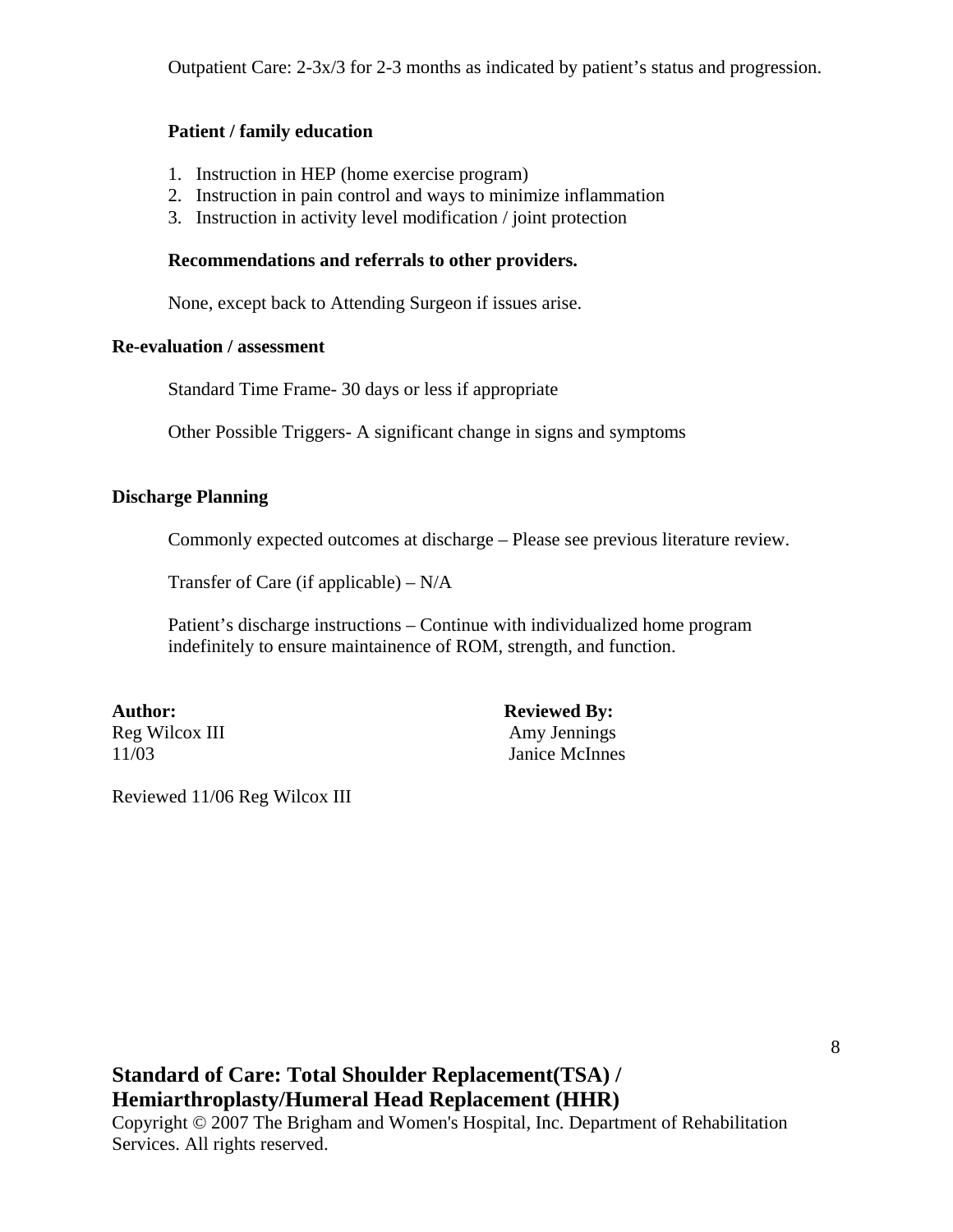Outpatient Care: 2-3x/3 for 2-3 months as indicated by patient's status and progression.

**Patient / family education**

1. Instruction in HEP (home exercise program)
2. Instruction in pain control and ways to minimize inflammation
3. Instruction in activity level modification / joint protection

**Recommendations and referrals to other providers.**

None, except back to Attending Surgeon if issues arise.

**Re-evaluation / assessment**

Standard Time Frame- 30 days or less if appropriate

Other Possible Triggers- A significant change in signs and symptoms

**Discharge Planning**

Commonly expected outcomes at discharge – Please see previous literature review.

Transfer of Care (if applicable) – N/A

Patient's discharge instructions – Continue with individualized home program indefinitely to ensure maintainence of ROM, strength, and function.

**Author:**
Reg Wilcox III
11/03

**Reviewed By:**
Amy Jennings
Janice McInnes

Reviewed 11/06 Reg Wilcox III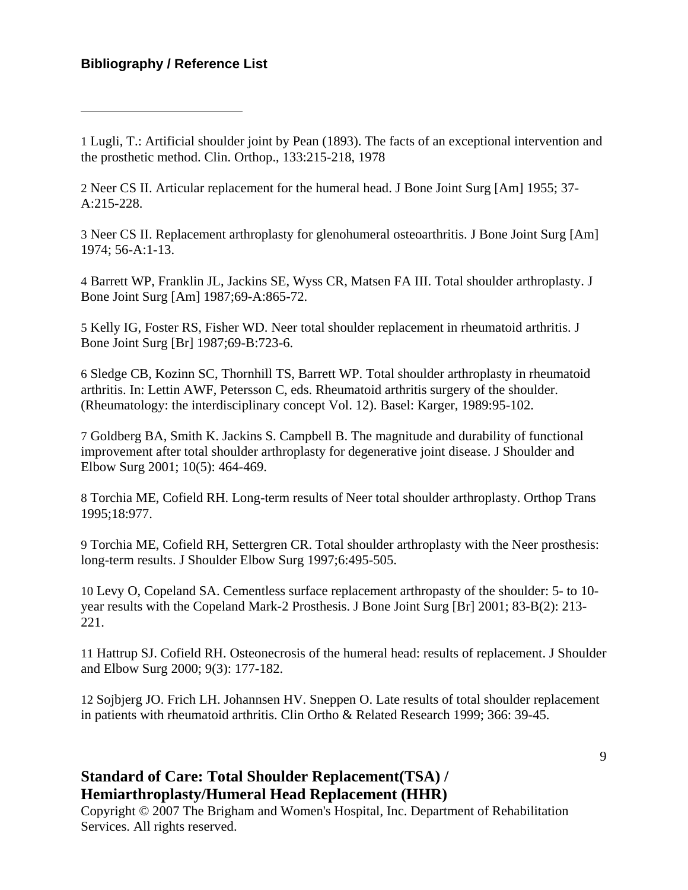**Bibliography / Reference List**

---

1 Lugli, T.: Artificial shoulder joint by Pean (1893). The facts of an exceptional intervention and the prosthetic method. Clin. Orthop., 133:215-218, 1978

2 Neer CS II. Articular replacement for the humeral head. J Bone Joint Surg [Am] 1955; 37-A:215-228.

3 Neer CS II. Replacement arthroplasty for glenohumeral osteoarthritis. J Bone Joint Surg [Am] 1974; 56-A:1-13.

4 Barrett WP, Franklin JL, Jackins SE, Wyss CR, Matsen FA III. Total shoulder arthroplasty. J Bone Joint Surg [Am] 1987;69-A:865-72.

5 Kelly IG, Foster RS, Fisher WD. Neer total shoulder replacement in rheumatoid arthritis. J Bone Joint Surg [Br] 1987;69-B:723-6.

6 Sledge CB, Kozinn SC, Thornhill TS, Barrett WP. Total shoulder arthroplasty in rheumatoid arthritis. In: Lettin AWF, Petersson C, eds. Rheumatoid arthritis surgery of the shoulder. (Rheumatology: the interdisciplinary concept Vol. 12). Basel: Karger, 1989:95-102.

7 Goldberg BA, Smith K. Jackins S. Campbell B. The magnitude and durability of functional improvement after total shoulder arthroplasty for degenerative joint disease. J Shoulder and Elbow Surg 2001; 10(5): 464-469.

8 Torchia ME, Cofield RH. Long-term results of Neer total shoulder arthroplasty. Orthop Trans 1995;18:977.

9 Torchia ME, Cofield RH, Settergren CR. Total shoulder arthroplasty with the Neer prosthesis: long-term results. J Shoulder Elbow Surg 1997;6:495-505.

10 Levy O, Copeland SA. Cementless surface replacement arthropasty of the shoulder: 5- to 10-year results with the Copeland Mark-2 Prosthesis. J Bone Joint Surg [Br] 2001; 83-B(2): 213-221.

11 Hattrup SJ. Cofield RH. Osteonecrosis of the humeral head: results of replacement. J Shoulder and Elbow Surg 2000; 9(3): 177-182.

12 Sojbjerg JO. Frich LH. Johannsen HV. Sneppen O. Late results of total shoulder replacement in patients with rheumatoid arthritis. Clin Ortho & Related Research 1999; 366: 39-45.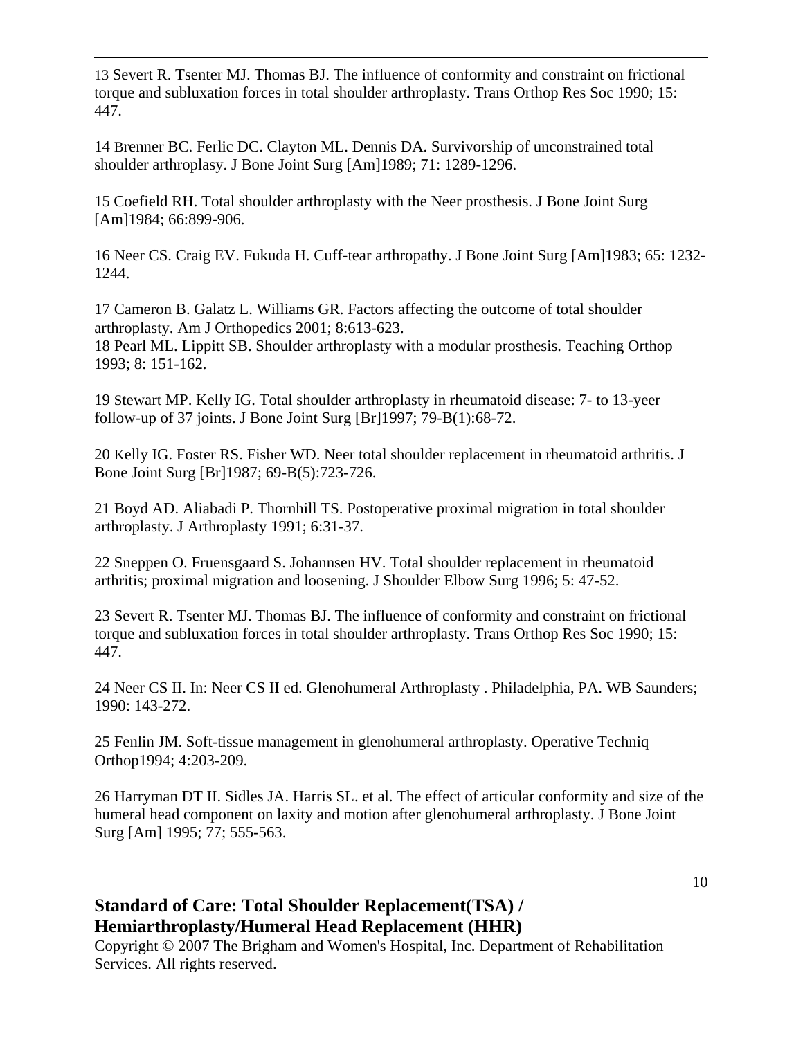13 Severt R. Tsenter MJ. Thomas BJ. The influence of conformity and constraint on frictional torque and subluxation forces in total shoulder arthroplasty. Trans Orthop Res Soc 1990; 15: 447.

14 Brenner BC. Ferlic DC. Clayton ML. Dennis DA. Survivorship of unconstrained total shoulder arthroplasy. J Bone Joint Surg [Am]1989; 71: 1289-1296.

15 Coefield RH. Total shoulder arthroplasty with the Neer prosthesis. J Bone Joint Surg [Am]1984; 66:899-906.

16 Neer CS. Craig EV. Fukuda H. Cuff-tear arthropathy. J Bone Joint Surg [Am]1983; 65: 1232-1244.

17 Cameron B. Galatz L. Williams GR. Factors affecting the outcome of total shoulder arthroplasty. Am J Orthopedics 2001; 8:613-623.
18 Pearl ML. Lippitt SB. Shoulder arthroplasty with a modular prosthesis. Teaching Orthop 1993; 8: 151-162.

19 Stewart MP. Kelly IG. Total shoulder arthroplasty in rheumatoid disease: 7- to 13-yeer follow-up of 37 joints. J Bone Joint Surg [Br]1997; 79-B(1):68-72.

20 Kelly IG. Foster RS. Fisher WD. Neer total shoulder replacement in rheumatoid arthritis. J Bone Joint Surg [Br]1987; 69-B(5):723-726.

21 Boyd AD. Aliabadi P. Thornhill TS. Postoperative proximal migration in total shoulder arthroplasty. J Arthroplasty 1991; 6:31-37.

22 Sneppen O. Fruensgaard S. Johannsen HV. Total shoulder replacement in rheumatoid arthritis; proximal migration and loosening. J Shoulder Elbow Surg 1996; 5: 47-52.

23 Severt R. Tsenter MJ. Thomas BJ. The influence of conformity and constraint on frictional torque and subluxation forces in total shoulder arthroplasty. Trans Orthop Res Soc 1990; 15: 447.

24 Neer CS II. In: Neer CS II ed. Glenohumeral Arthroplasty . Philadelphia, PA. WB Saunders; 1990: 143-272.

25 Fenlin JM. Soft-tissue management in glenohumeral arthroplasty. Operative Techniq Orthop1994; 4:203-209.

26 Harryman DT II. Sidles JA. Harris SL. et al. The effect of articular conformity and size of the humeral head component on laxity and motion after glenohumeral arthroplasty. J Bone Joint Surg [Am] 1995; 77; 555-563.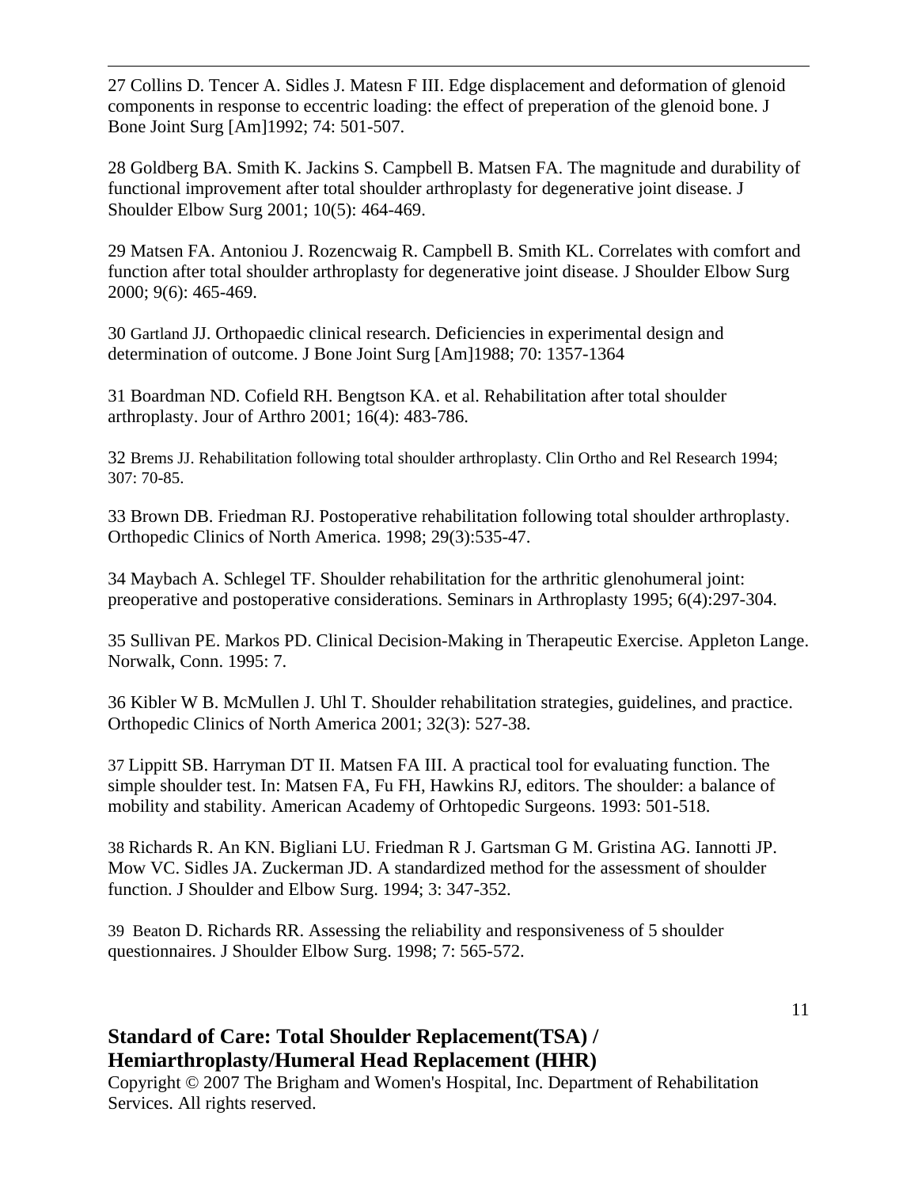27 Collins D. Tencer A. Sidles J. Matesn F III. Edge displacement and deformation of glenoid components in response to eccentric loading: the effect of preperation of the glenoid bone. J Bone Joint Surg [Am]1992; 74: 501-507.

28 Goldberg BA. Smith K. Jackins S. Campbell B. Matsen FA. The magnitude and durability of functional improvement after total shoulder arthroplasty for degenerative joint disease. J Shoulder Elbow Surg 2001; 10(5): 464-469.

29 Matsen FA. Antoniou J. Rozencwaig R. Campbell B. Smith KL. Correlates with comfort and function after total shoulder arthroplasty for degenerative joint disease. J Shoulder Elbow Surg 2000; 9(6): 465-469.

30 Gartland JJ. Orthopaedic clinical research. Deficiencies in experimental design and determination of outcome. J Bone Joint Surg [Am]1988; 70: 1357-1364

31 Boardman ND. Cofield RH. Bengtson KA. et al. Rehabilitation after total shoulder arthroplasty. Jour of Arthro 2001; 16(4): 483-786.

32 Brems JJ. Rehabilitation following total shoulder arthroplasty. Clin Ortho and Rel Research 1994; 307: 70-85.

33 Brown DB. Friedman RJ. Postoperative rehabilitation following total shoulder arthroplasty. Orthopedic Clinics of North America. 1998; 29(3):535-47.

34 Maybach A. Schlegel TF. Shoulder rehabilitation for the arthritic glenohumeral joint: preoperative and postoperative considerations. Seminars in Arthroplasty 1995; 6(4):297-304.

35 Sullivan PE. Markos PD. Clinical Decision-Making in Therapeutic Exercise. Appleton Lange. Norwalk, Conn. 1995: 7.

36 Kibler W B. McMullen J. Uhl T. Shoulder rehabilitation strategies, guidelines, and practice. Orthopedic Clinics of North America 2001; 32(3): 527-38.

37 Lippitt SB. Harryman DT II. Matsen FA III. A practical tool for evaluating function. The simple shoulder test. In: Matsen FA, Fu FH, Hawkins RJ, editors. The shoulder: a balance of mobility and stability. American Academy of Orhtopedic Surgeons. 1993: 501-518.

38 Richards R. An KN. Bigliani LU. Friedman R J. Gartsman G M. Gristina AG. Iannotti JP. Mow VC. Sidles JA. Zuckerman JD. A standardized method for the assessment of shoulder function. J Shoulder and Elbow Surg. 1994; 3: 347-352.

39 Beaton D. Richards RR. Assessing the reliability and responsiveness of 5 shoulder questionnaires. J Shoulder Elbow Surg. 1998; 7: 565-572.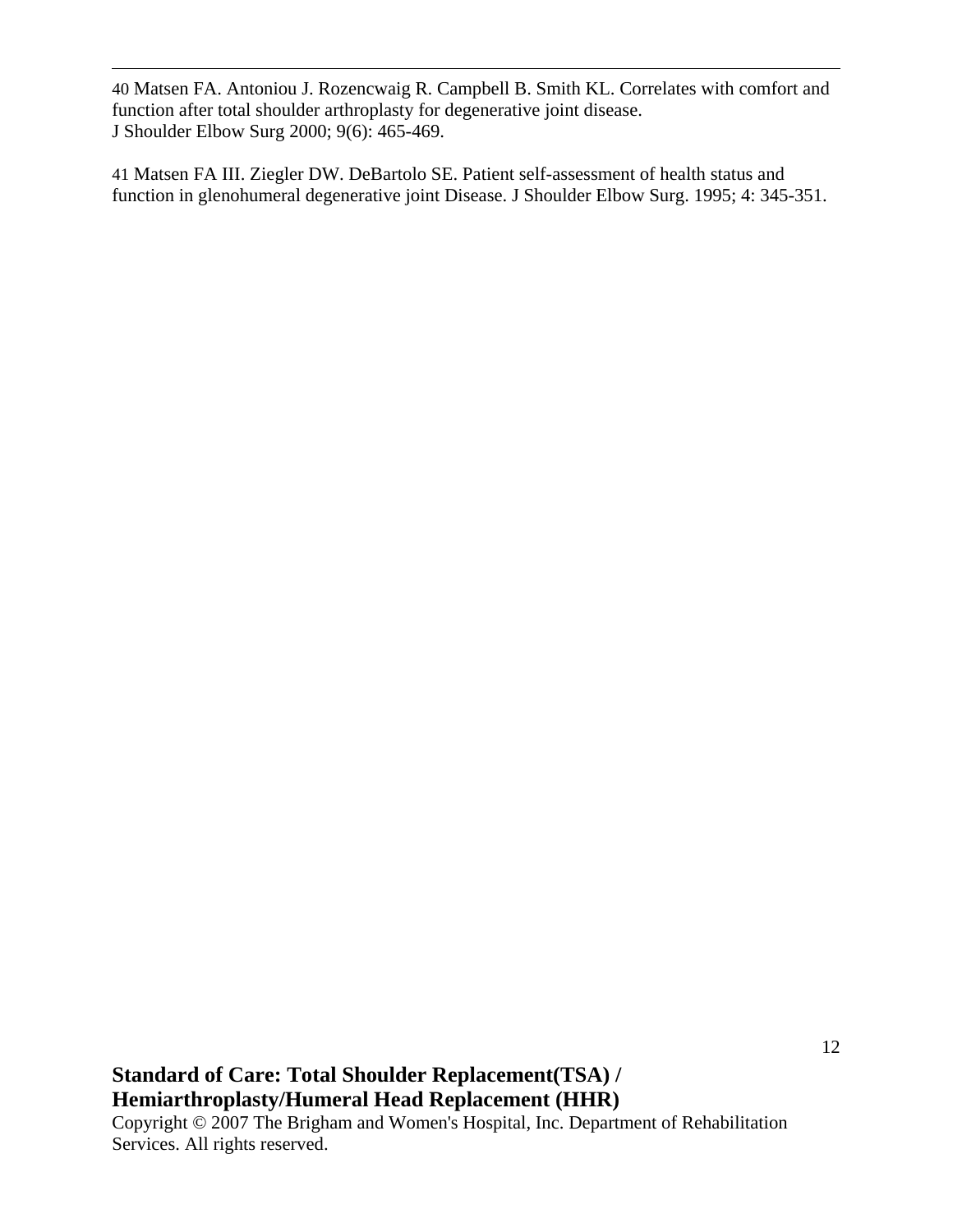40 Matsen FA. Antoniou J. Rozencwaig R. Campbell B. Smith KL. Correlates with comfort and function after total shoulder arthroplasty for degenerative joint disease. J Shoulder Elbow Surg 2000; 9(6): 465-469.

41 Matsen FA III. Ziegler DW. DeBartolo SE. Patient self-assessment of health status and function in glenohumeral degenerative joint Disease. J Shoulder Elbow Surg. 1995; 4: 345-351.